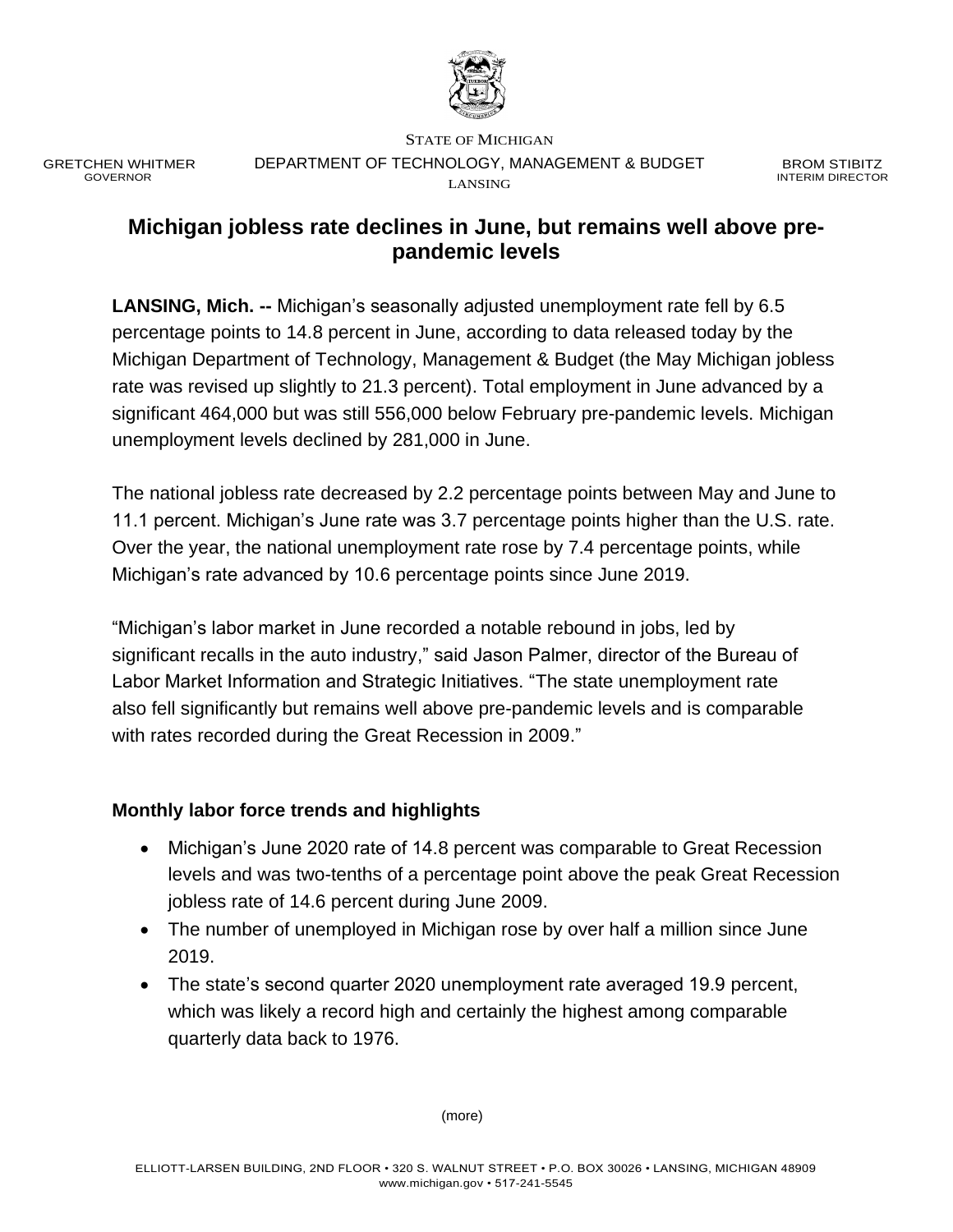STATE OF MICHIGAN

GRETCHEN WHITMER
GOVERNOR

DEPARTMENT OF TECHNOLOGY, MANAGEMENT & BUDGET
LANSING

BROM STIBITZ
INTERIM DIRECTOR

# Michigan jobless rate declines in June, but remains well above pre-pandemic levels

**LANSING, Mich. --** Michigan's seasonally adjusted unemployment rate fell by 6.5 percentage points to 14.8 percent in June, according to data released today by the Michigan Department of Technology, Management & Budget (the May Michigan jobless rate was revised up slightly to 21.3 percent). Total employment in June advanced by a significant 464,000 but was still 556,000 below February pre-pandemic levels. Michigan unemployment levels declined by 281,000 in June.

The national jobless rate decreased by 2.2 percentage points between May and June to 11.1 percent. Michigan's June rate was 3.7 percentage points higher than the U.S. rate. Over the year, the national unemployment rate rose by 7.4 percentage points, while Michigan's rate advanced by 10.6 percentage points since June 2019.

"Michigan's labor market in June recorded a notable rebound in jobs, led by significant recalls in the auto industry," said Jason Palmer, director of the Bureau of Labor Market Information and Strategic Initiatives. "The state unemployment rate also fell significantly but remains well above pre-pandemic levels and is comparable with rates recorded during the Great Recession in 2009."

### Monthly labor force trends and highlights

- Michigan's June 2020 rate of 14.8 percent was comparable to Great Recession levels and was two-tenths of a percentage point above the peak Great Recession jobless rate of 14.6 percent during June 2009.
- The number of unemployed in Michigan rose by over half a million since June 2019.
- The state's second quarter 2020 unemployment rate averaged 19.9 percent, which was likely a record high and certainly the highest among comparable quarterly data back to 1976.

(more)

ELLIOTT-LARSEN BUILDING, 2ND FLOOR • 320 S. WALNUT STREET • P.O. BOX 30026 • LANSING, MICHIGAN 48909
www.michigan.gov • 517-241-5545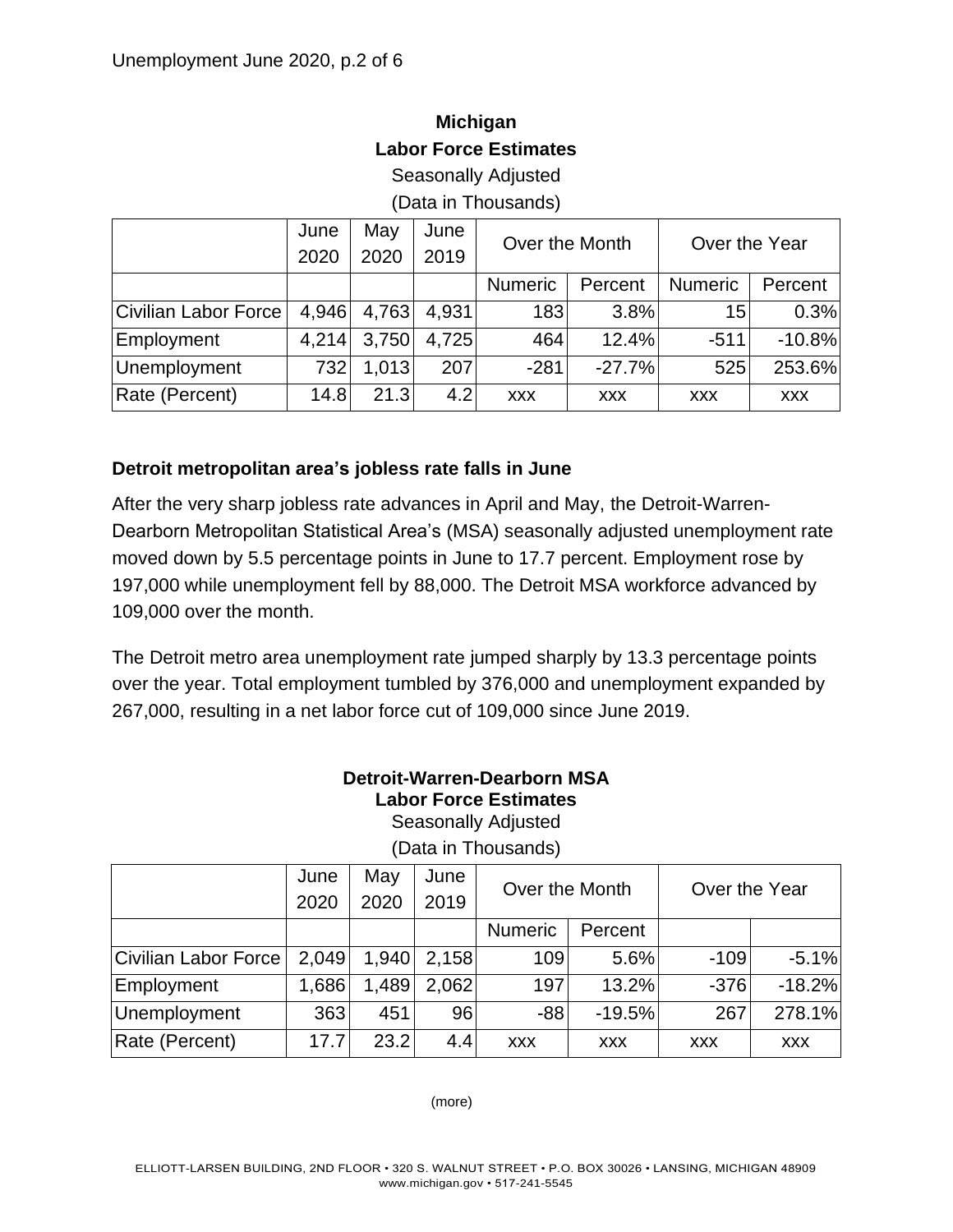**Michigan**
**Labor Force Estimates**
Seasonally Adjusted
(Data in Thousands)

| | June 2020 | May 2020 | June 2019 | Over the Month | | Over the Year | |
|---|---|---|---|---|---|---|---|
| | | | | Numeric | Percent | Numeric | Percent |
| Civilian Labor Force | 4,946 | 4,763 | 4,931 | 183 | 3.8% | 15 | 0.3% |
| Employment | 4,214 | 3,750 | 4,725 | 464 | 12.4% | -511 | -10.8% |
| Unemployment | 732 | 1,013 | 207 | -281 | -27.7% | 525 | 253.6% |
| Rate (Percent) | 14.8 | 21.3 | 4.2 | xxx | xxx | xxx | xxx |

### Detroit metropolitan area's jobless rate falls in June

After the very sharp jobless rate advances in April and May, the Detroit-Warren-Dearborn Metropolitan Statistical Area's (MSA) seasonally adjusted unemployment rate moved down by 5.5 percentage points in June to 17.7 percent. Employment rose by 197,000 while unemployment fell by 88,000. The Detroit MSA workforce advanced by 109,000 over the month.

The Detroit metro area unemployment rate jumped sharply by 13.3 percentage points over the year. Total employment tumbled by 376,000 and unemployment expanded by 267,000, resulting in a net labor force cut of 109,000 since June 2019.

**Detroit-Warren-Dearborn MSA**
**Labor Force Estimates**
Seasonally Adjusted
(Data in Thousands)

| | June 2020 | May 2020 | June 2019 | Over the Month | | Over the Year | |
|---|---|---|---|---|---|---|---|
| | | | | Numeric | Percent | | |
| Civilian Labor Force | 2,049 | 1,940 | 2,158 | 109 | 5.6% | -109 | -5.1% |
| Employment | 1,686 | 1,489 | 2,062 | 197 | 13.2% | -376 | -18.2% |
| Unemployment | 363 | 451 | 96 | -88 | -19.5% | 267 | 278.1% |
| Rate (Percent) | 17.7 | 23.2 | 4.4 | xxx | xxx | xxx | xxx |

(more)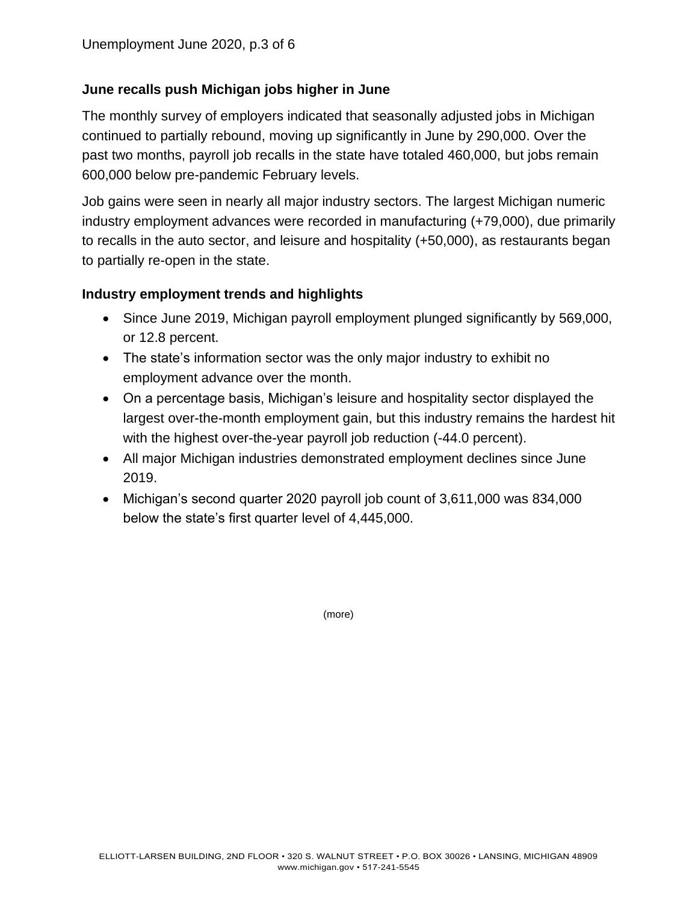## June recalls push Michigan jobs higher in June

The monthly survey of employers indicated that seasonally adjusted jobs in Michigan continued to partially rebound, moving up significantly in June by 290,000. Over the past two months, payroll job recalls in the state have totaled 460,000, but jobs remain 600,000 below pre-pandemic February levels.

Job gains were seen in nearly all major industry sectors. The largest Michigan numeric industry employment advances were recorded in manufacturing (+79,000), due primarily to recalls in the auto sector, and leisure and hospitality (+50,000), as restaurants began to partially re-open in the state.

## Industry employment trends and highlights

- Since June 2019, Michigan payroll employment plunged significantly by 569,000, or 12.8 percent.
- The state's information sector was the only major industry to exhibit no employment advance over the month.
- On a percentage basis, Michigan's leisure and hospitality sector displayed the largest over-the-month employment gain, but this industry remains the hardest hit with the highest over-the-year payroll job reduction (-44.0 percent).
- All major Michigan industries demonstrated employment declines since June 2019.
- Michigan's second quarter 2020 payroll job count of 3,611,000 was 834,000 below the state's first quarter level of 4,445,000.

(more)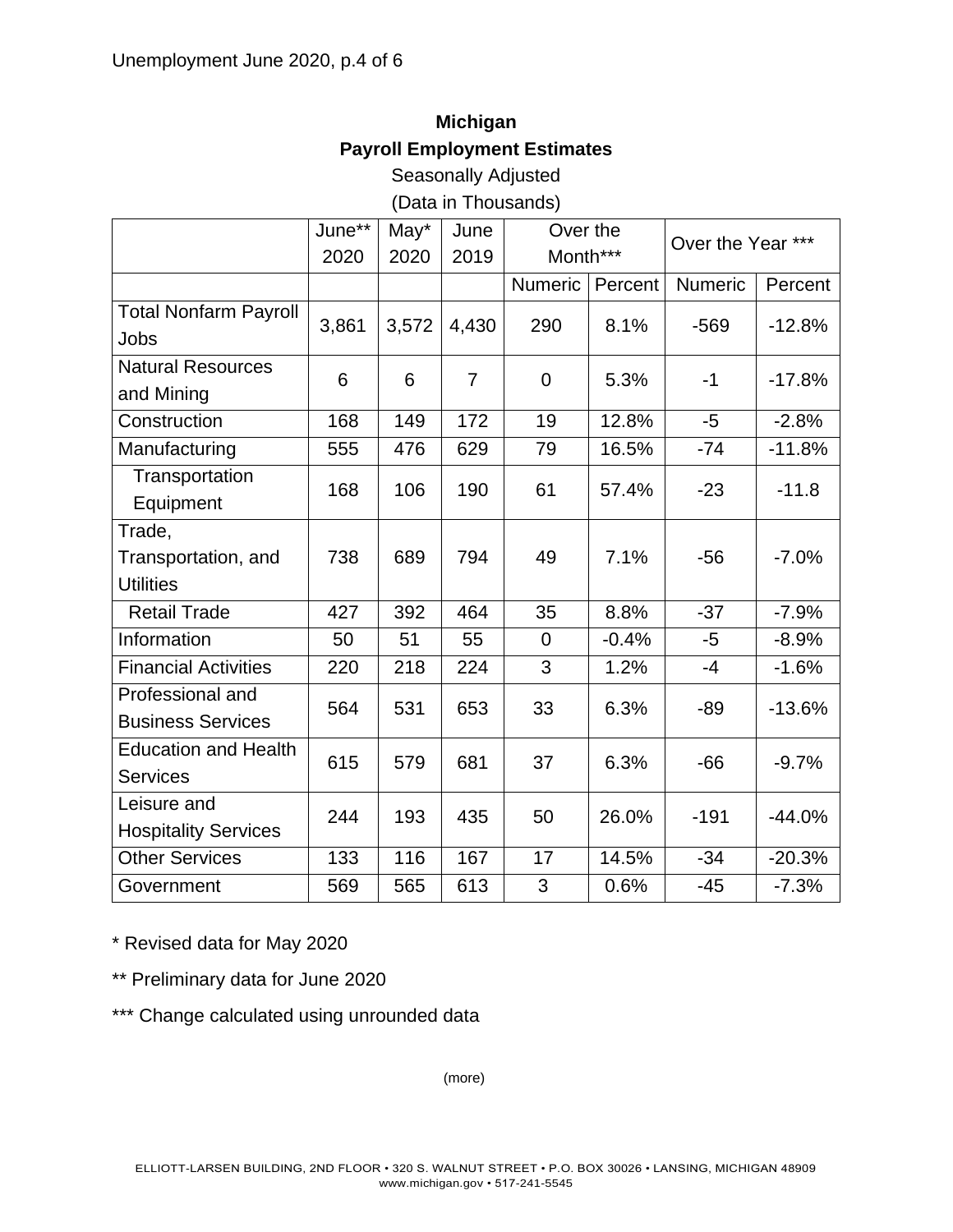**Michigan**

**Payroll Employment Estimates**

Seasonally Adjusted

(Data in Thousands)

| | June** 2020 | May* 2020 | June 2019 | Over the Month*** | | Over the Year *** | |
|---|---|---|---|---|---|---|---|
| | | | | Numeric | Percent | Numeric | Percent |
| Total Nonfarm Payroll Jobs | 3,861 | 3,572 | 4,430 | 290 | 8.1% | -569 | -12.8% |
| Natural Resources and Mining | 6 | 6 | 7 | 0 | 5.3% | -1 | -17.8% |
| Construction | 168 | 149 | 172 | 19 | 12.8% | -5 | -2.8% |
| Manufacturing | 555 | 476 | 629 | 79 | 16.5% | -74 | -11.8% |
| Transportation Equipment | 168 | 106 | 190 | 61 | 57.4% | -23 | -11.8 |
| Trade, Transportation, and Utilities | 738 | 689 | 794 | 49 | 7.1% | -56 | -7.0% |
| Retail Trade | 427 | 392 | 464 | 35 | 8.8% | -37 | -7.9% |
| Information | 50 | 51 | 55 | 0 | -0.4% | -5 | -8.9% |
| Financial Activities | 220 | 218 | 224 | 3 | 1.2% | -4 | -1.6% |
| Professional and Business Services | 564 | 531 | 653 | 33 | 6.3% | -89 | -13.6% |
| Education and Health Services | 615 | 579 | 681 | 37 | 6.3% | -66 | -9.7% |
| Leisure and Hospitality Services | 244 | 193 | 435 | 50 | 26.0% | -191 | -44.0% |
| Other Services | 133 | 116 | 167 | 17 | 14.5% | -34 | -20.3% |
| Government | 569 | 565 | 613 | 3 | 0.6% | -45 | -7.3% |

* Revised data for May 2020

** Preliminary data for June 2020

*** Change calculated using unrounded data

(more)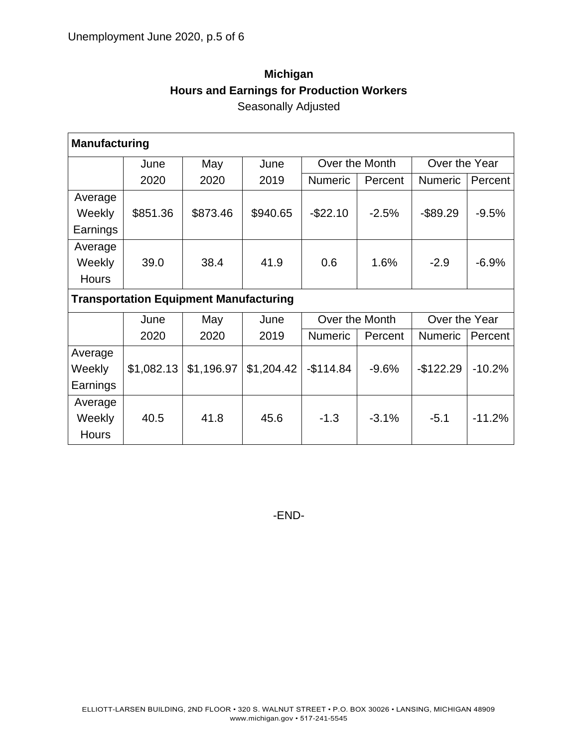# Michigan

## Hours and Earnings for Production Workers

Seasonally Adjusted

| Manufacturing | | | | | | | |
|---|---|---|---|---|---|---|---|
| | June 2020 | May 2020 | June 2019 | Over the Month | | Over the Year | |
| | | | | Numeric | Percent | Numeric | Percent |
| Average Weekly Earnings | $851.36 | $873.46 | $940.65 | -$22.10 | -2.5% | -$89.29 | -9.5% |
| Average Weekly Hours | 39.0 | 38.4 | 41.9 | 0.6 | 1.6% | -2.9 | -6.9% |
| **Transportation Equipment Manufacturing** | | | | | | | |
| | June 2020 | May 2020 | June 2019 | Over the Month | | Over the Year | |
| | | | | Numeric | Percent | Numeric | Percent |
| Average Weekly Earnings | $1,082.13 | $1,196.97 | $1,204.42 | -$114.84 | -9.6% | -$122.29 | -10.2% |
| Average Weekly Hours | 40.5 | 41.8 | 45.6 | -1.3 | -3.1% | -5.1 | -11.2% |

-END-